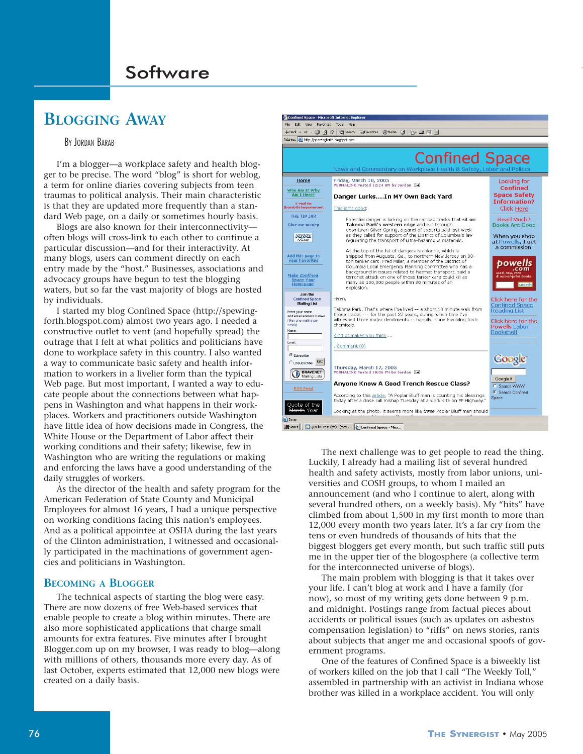# Blogging Away

By Jordan Barab

I'm a blogger—a workplace safety and health blogger to be precise. The word "blog" is short for weblog, a term for online diaries covering subjects from teen traumas to political analysis. Their main characteristic is that they are updated more frequently than a standard Web page, on a daily or sometimes hourly basis.

Blogs are also known for their interconnectivity—often blogs will cross-link to each other to continue a particular discussion—and for their interactivity. At many blogs, users can comment directly on each entry made by the "host." Businesses, associations and advocacy groups have begun to test the blogging waters, but so far the vast majority of blogs are hosted by individuals.

I started my blog Confined Space (http://spewingforth.blogspot.com) almost two years ago. I needed a constructive outlet to vent (and hopefully spread) the outrage that I felt at what politics and politicians have done to workplace safety in this country. I also wanted a way to communicate basic safety and health information to workers in a livelier form than the typical Web page. But most important, I wanted a way to educate people about the connections between what happens in Washington and what happens in their workplaces. Workers and practitioners outside Washington have little idea of how decisions made in Congress, the White House or the Department of Labor affect their working conditions and their safety; likewise, few in Washington who are writing the regulations or making and enforcing the laws have a good understanding of the daily struggles of workers.

As the director of the health and safety program for the American Federation of State County and Municipal Employees for almost 16 years, I had a unique perspective on working conditions facing this nation's employees. And as a political appointee at OSHA during the last years of the Clinton administration, I witnessed and occasionally participated in the machinations of government agencies and politicians in Washington.

## Becoming a Blogger

The technical aspects of starting the blog were easy. There are now dozens of free Web-based services that enable people to create a blog within minutes. There are also more sophisticated applications that charge small amounts for extra features. Five minutes after I brought Blogger.com up on my browser, I was ready to blog—along with millions of others, thousands more every day. As of last October, experts estimated that 12,000 new blogs were created on a daily basis.

The next challenge was to get people to read the thing. Luckily, I already had a mailing list of several hundred health and safety activists, mostly from labor unions, universities and COSH groups, to whom I mailed an announcement (and who I continue to alert, along with several hundred others, on a weekly basis). My "hits" have climbed from about 1,500 in my first month to more than 12,000 every month two years later. It's a far cry from the tens or even hundreds of thousands of hits that the biggest bloggers get every month, but such traffic still puts me in the upper tier of the blogosphere (a collective term for the interconnected universe of blogs).

The main problem with blogging is that it takes over your life. I can't blog at work and I have a family (for now), so most of my writing gets done between 9 p.m. and midnight. Postings range from factual pieces about accidents or political issues (such as updates on asbestos compensation legislation) to "riffs" on news stories, rants about subjects that anger me and occasional spoofs of government programs.

One of the features of Confined Space is a biweekly list of workers killed on the job that I call "The Weekly Toll," assembled in partnership with an activist in Indiana whose brother was killed in a workplace accident. You will only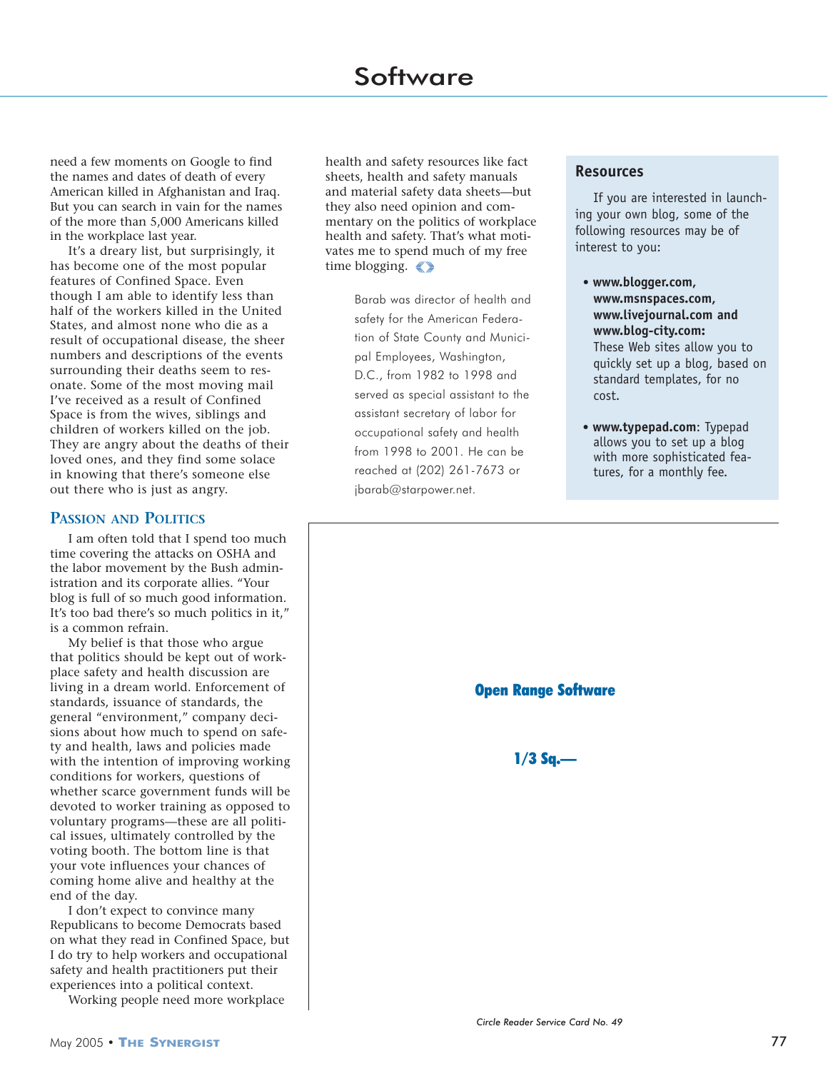need a few moments on Google to find the names and dates of death of every American killed in Afghanistan and Iraq. But you can search in vain for the names of the more than 5,000 Americans killed in the workplace last year.

It's a dreary list, but surprisingly, it has become one of the most popular features of Confined Space. Even though I am able to identify less than half of the workers killed in the United States, and almost none who die as a result of occupational disease, the sheer numbers and descriptions of the events surrounding their deaths seem to resonate. Some of the most moving mail I've received as a result of Confined Space is from the wives, siblings and children of workers killed on the job. They are angry about the deaths of their loved ones, and they find some solace in knowing that there's someone else out there who is just as angry.

### Passion and Politics

I am often told that I spend too much time covering the attacks on OSHA and the labor movement by the Bush administration and its corporate allies. "Your blog is full of so much good information. It's too bad there's so much politics in it," is a common refrain.

My belief is that those who argue that politics should be kept out of workplace safety and health discussion are living in a dream world. Enforcement of standards, issuance of standards, the general "environment," company decisions about how much to spend on safety and health, laws and policies made with the intention of improving working conditions for workers, questions of whether scarce government funds will be devoted to worker training as opposed to voluntary programs—these are all political issues, ultimately controlled by the voting booth. The bottom line is that your vote influences your chances of coming home alive and healthy at the end of the day.

I don't expect to convince many Republicans to become Democrats based on what they read in Confined Space, but I do try to help workers and occupational safety and health practitioners put their experiences into a political context.

Working people need more workplace health and safety resources like fact sheets, health and safety manuals and material safety data sheets—but they also need opinion and commentary on the politics of workplace health and safety. That's what motivates me to spend much of my free time blogging.

Barab was director of health and safety for the American Federation of State County and Municipal Employees, Washington, D.C., from 1982 to 1998 and served as special assistant to the assistant secretary of labor for occupational safety and health from 1998 to 2001. He can be reached at (202) 261-7673 or jbarab@starpower.net.

### Resources

If you are interested in launching your own blog, some of the following resources may be of interest to you:

- **www.blogger.com, www.msnspaces.com, www.livejournal.com and www.blog-city.com:** These Web sites allow you to quickly set up a blog, based on standard templates, for no cost.
- **www.typepad.com**: Typepad allows you to set up a blog with more sophisticated features, for a monthly fee.

**Open Range Software**

**1/3 Sq.—**

*Circle Reader Service Card No. 49*